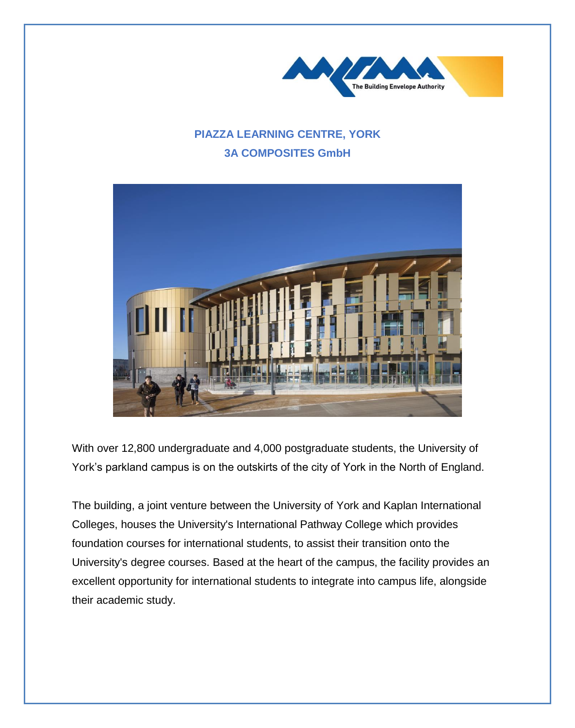## PIAZZA LEARNING CENTRE, YORK

## 3A COMPOSITES GmbH

With over 12,800 undergraduate and 4,000 postgraduate students, the University of York's parkland campus is on the outskirts of the city of York in the North of England.

The building, a joint venture between the University of York and Kaplan International Colleges, houses the University's International Pathway College which provides foundation courses for international students, to assist their transition onto the University's degree courses. Based at the heart of the campus, the facility provides an excellent opportunity for international students to integrate into campus life, alongside their academic study.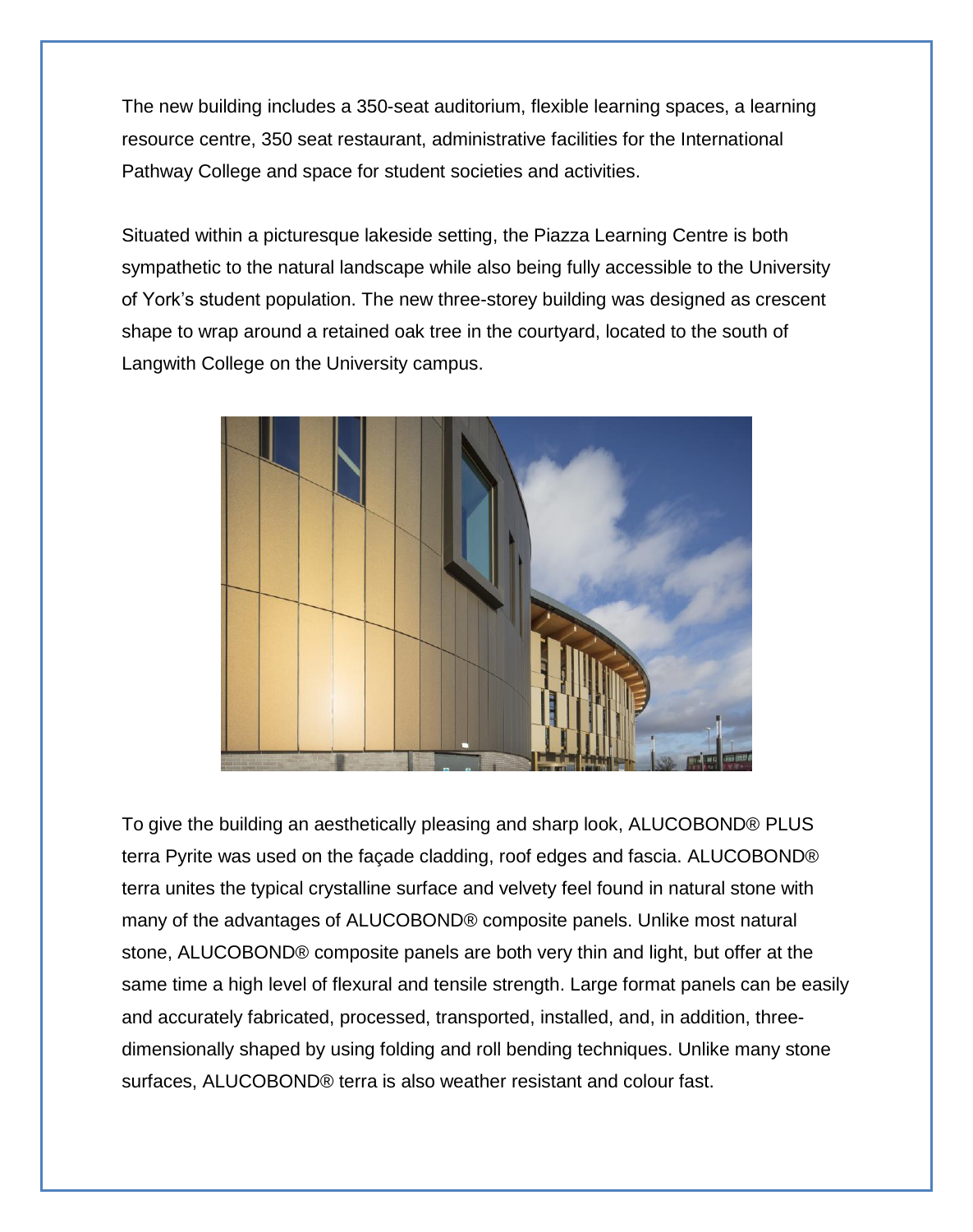The new building includes a 350-seat auditorium, flexible learning spaces, a learning resource centre, 350 seat restaurant, administrative facilities for the International Pathway College and space for student societies and activities.

Situated within a picturesque lakeside setting, the Piazza Learning Centre is both sympathetic to the natural landscape while also being fully accessible to the University of York's student population. The new three-storey building was designed as crescent shape to wrap around a retained oak tree in the courtyard, located to the south of Langwith College on the University campus.

To give the building an aesthetically pleasing and sharp look, ALUCOBOND® PLUS terra Pyrite was used on the façade cladding, roof edges and fascia. ALUCOBOND® terra unites the typical crystalline surface and velvety feel found in natural stone with many of the advantages of ALUCOBOND® composite panels. Unlike most natural stone, ALUCOBOND® composite panels are both very thin and light, but offer at the same time a high level of flexural and tensile strength. Large format panels can be easily and accurately fabricated, processed, transported, installed, and, in addition, three-dimensionally shaped by using folding and roll bending techniques. Unlike many stone surfaces, ALUCOBOND® terra is also weather resistant and colour fast.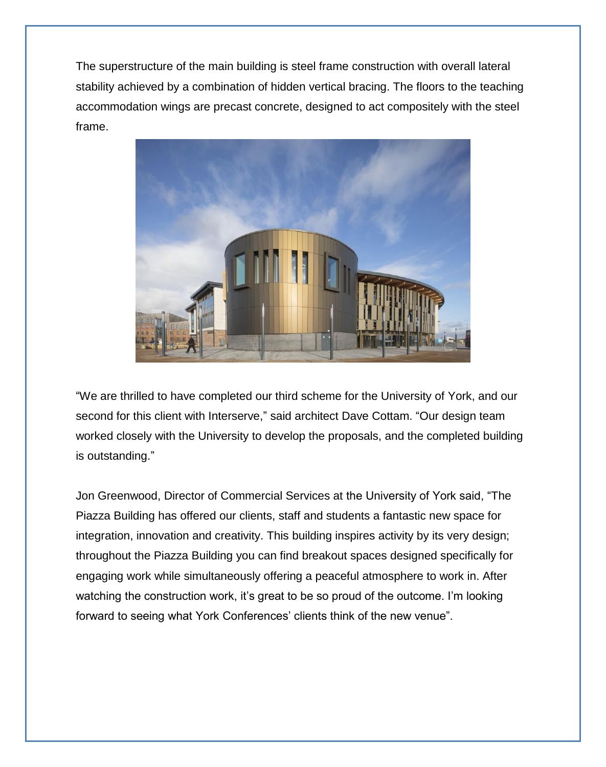The superstructure of the main building is steel frame construction with overall lateral stability achieved by a combination of hidden vertical bracing. The floors to the teaching accommodation wings are precast concrete, designed to act compositely with the steel frame.

“We are thrilled to have completed our third scheme for the University of York, and our second for this client with Interserve,” said architect Dave Cottam. “Our design team worked closely with the University to develop the proposals, and the completed building is outstanding.”

Jon Greenwood, Director of Commercial Services at the University of York said, “The Piazza Building has offered our clients, staff and students a fantastic new space for integration, innovation and creativity. This building inspires activity by its very design; throughout the Piazza Building you can find breakout spaces designed specifically for engaging work while simultaneously offering a peaceful atmosphere to work in. After watching the construction work, it’s great to be so proud of the outcome. I’m looking forward to seeing what York Conferences’ clients think of the new venue”.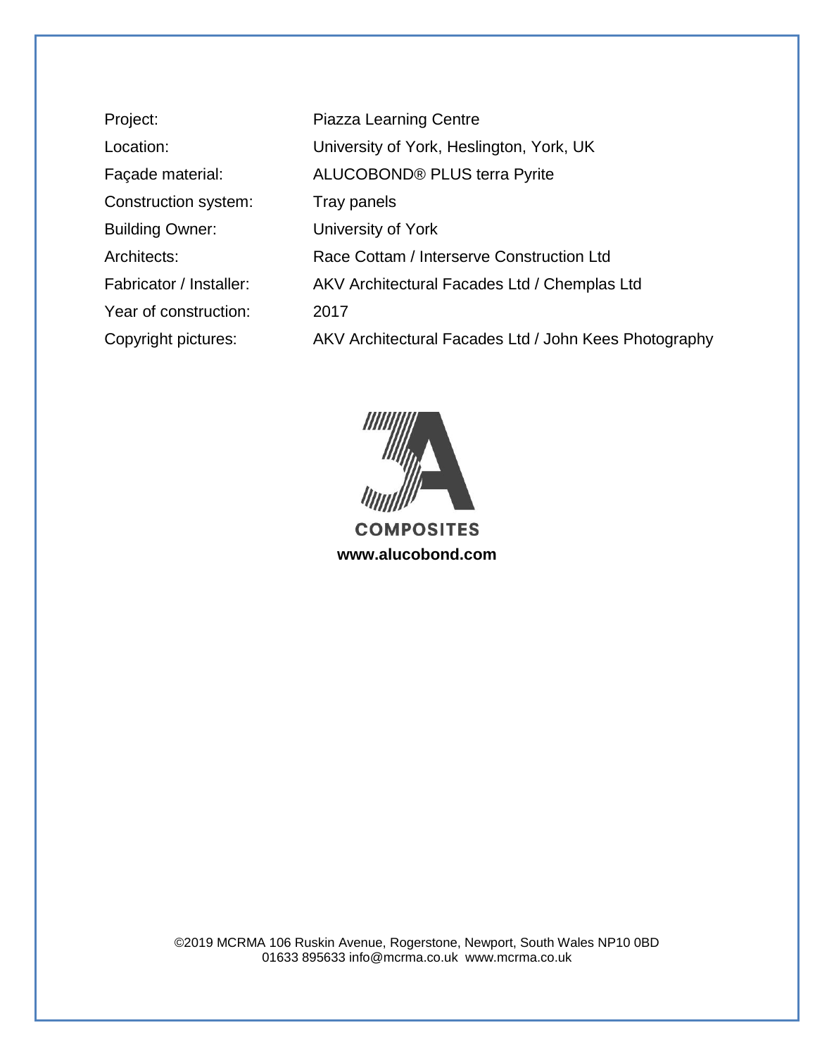| | |
|---|---|
| Project: | Piazza Learning Centre |
| Location: | University of York, Heslington, York, UK |
| Façade material: | ALUCOBOND® PLUS terra Pyrite |
| Construction system: | Tray panels |
| Building Owner: | University of York |
| Architects: | Race Cottam / Interserve Construction Ltd |
| Fabricator / Installer: | AKV Architectural Facades Ltd / Chemplas Ltd |
| Year of construction: | 2017 |
| Copyright pictures: | AKV Architectural Facades Ltd / John Kees Photography |

COMPOSITES

**www.alucobond.com**

©2019 MCRMA 106 Ruskin Avenue, Rogerstone, Newport, South Wales NP10 0BD
01633 895633 info@mcrma.co.uk www.mcrma.co.uk